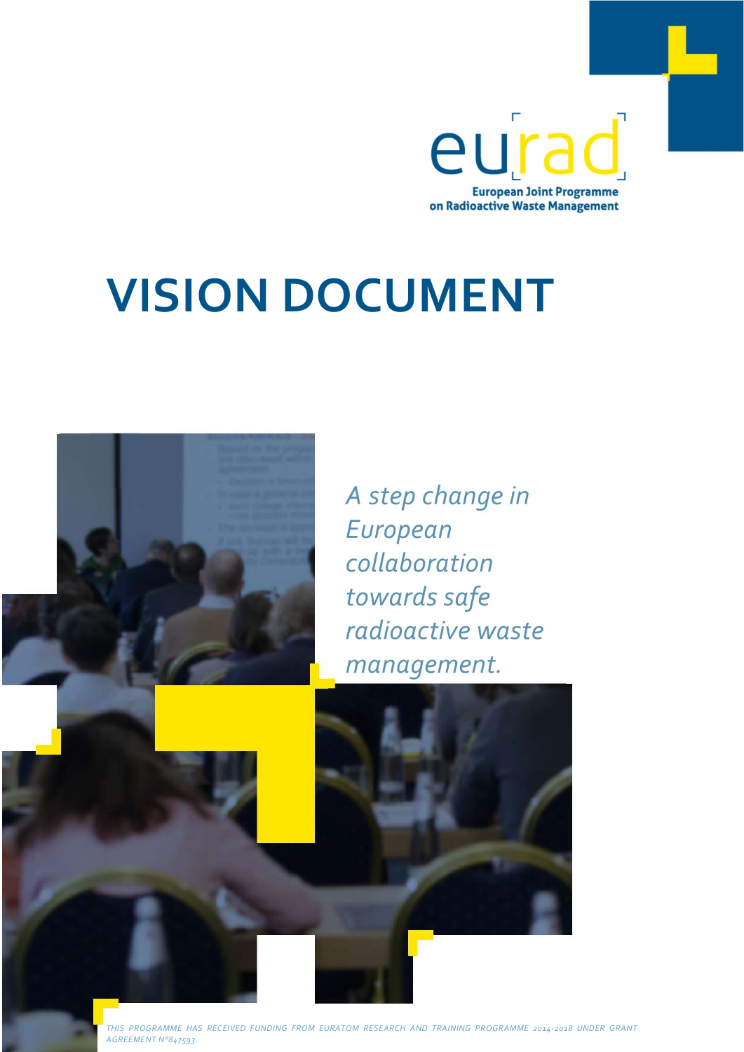eurad

European Joint Programme on Radioactive Waste Management

# VISION DOCUMENT

*A step change in European collaboration towards safe radioactive waste management.*

*THIS PROGRAMME HAS RECEIVED FUNDING FROM EURATOM RESEARCH AND TRAINING PROGRAMME 2014-2018 UNDER GRANT AGREEMENT N°847593.*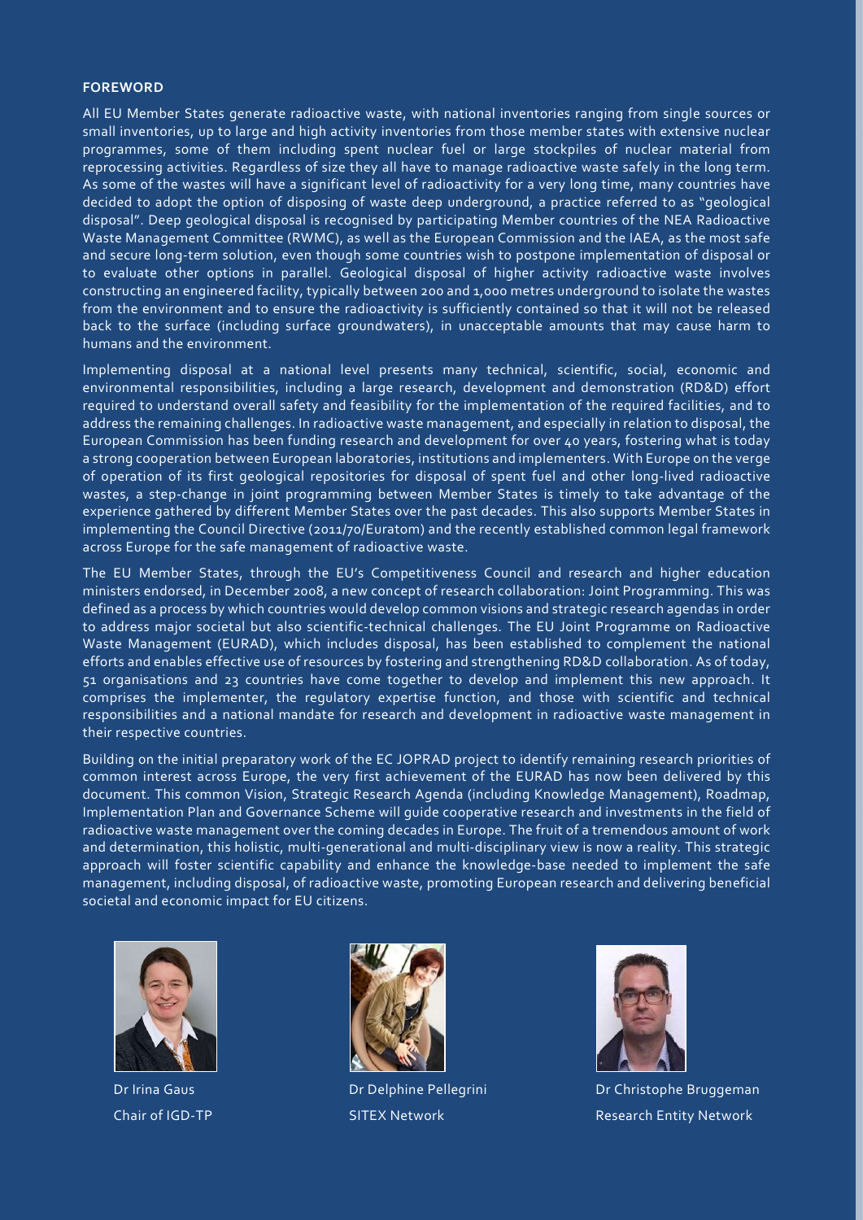**FOREWORD**

All EU Member States generate radioactive waste, with national inventories ranging from single sources or small inventories, up to large and high activity inventories from those member states with extensive nuclear programmes, some of them including spent nuclear fuel or large stockpiles of nuclear material from reprocessing activities. Regardless of size they all have to manage radioactive waste safely in the long term. As some of the wastes will have a significant level of radioactivity for a very long time, many countries have decided to adopt the option of disposing of waste deep underground, a practice referred to as "geological disposal". Deep geological disposal is recognised by participating Member countries of the NEA Radioactive Waste Management Committee (RWMC), as well as the European Commission and the IAEA, as the most safe and secure long-term solution, even though some countries wish to postpone implementation of disposal or to evaluate other options in parallel. Geological disposal of higher activity radioactive waste involves constructing an engineered facility, typically between 200 and 1,000 metres underground to isolate the wastes from the environment and to ensure the radioactivity is sufficiently contained so that it will not be released back to the surface (including surface groundwaters), in unacceptable amounts that may cause harm to humans and the environment.

Implementing disposal at a national level presents many technical, scientific, social, economic and environmental responsibilities, including a large research, development and demonstration (RD&D) effort required to understand overall safety and feasibility for the implementation of the required facilities, and to address the remaining challenges. In radioactive waste management, and especially in relation to disposal, the European Commission has been funding research and development for over 40 years, fostering what is today a strong cooperation between European laboratories, institutions and implementers. With Europe on the verge of operation of its first geological repositories for disposal of spent fuel and other long-lived radioactive wastes, a step-change in joint programming between Member States is timely to take advantage of the experience gathered by different Member States over the past decades. This also supports Member States in implementing the Council Directive (2011/70/Euratom) and the recently established common legal framework across Europe for the safe management of radioactive waste.

The EU Member States, through the EU's Competitiveness Council and research and higher education ministers endorsed, in December 2008, a new concept of research collaboration: Joint Programming. This was defined as a process by which countries would develop common visions and strategic research agendas in order to address major societal but also scientific-technical challenges. The EU Joint Programme on Radioactive Waste Management (EURAD), which includes disposal, has been established to complement the national efforts and enables effective use of resources by fostering and strengthening RD&D collaboration. As of today, 51 organisations and 23 countries have come together to develop and implement this new approach. It comprises the implementer, the regulatory expertise function, and those with scientific and technical responsibilities and a national mandate for research and development in radioactive waste management in their respective countries.

Building on the initial preparatory work of the EC JOPRAD project to identify remaining research priorities of common interest across Europe, the very first achievement of the EURAD has now been delivered by this document. This common Vision, Strategic Research Agenda (including Knowledge Management), Roadmap, Implementation Plan and Governance Scheme will guide cooperative research and investments in the field of radioactive waste management over the coming decades in Europe. The fruit of a tremendous amount of work and determination, this holistic, multi-generational and multi-disciplinary view is now a reality. This strategic approach will foster scientific capability and enhance the knowledge-base needed to implement the safe management, including disposal, of radioactive waste, promoting European research and delivering beneficial societal and economic impact for EU citizens.

Dr Irina Gaus
Chair of IGD-TP

Dr Delphine Pellegrini
SITEX Network

Dr Christophe Bruggeman
Research Entity Network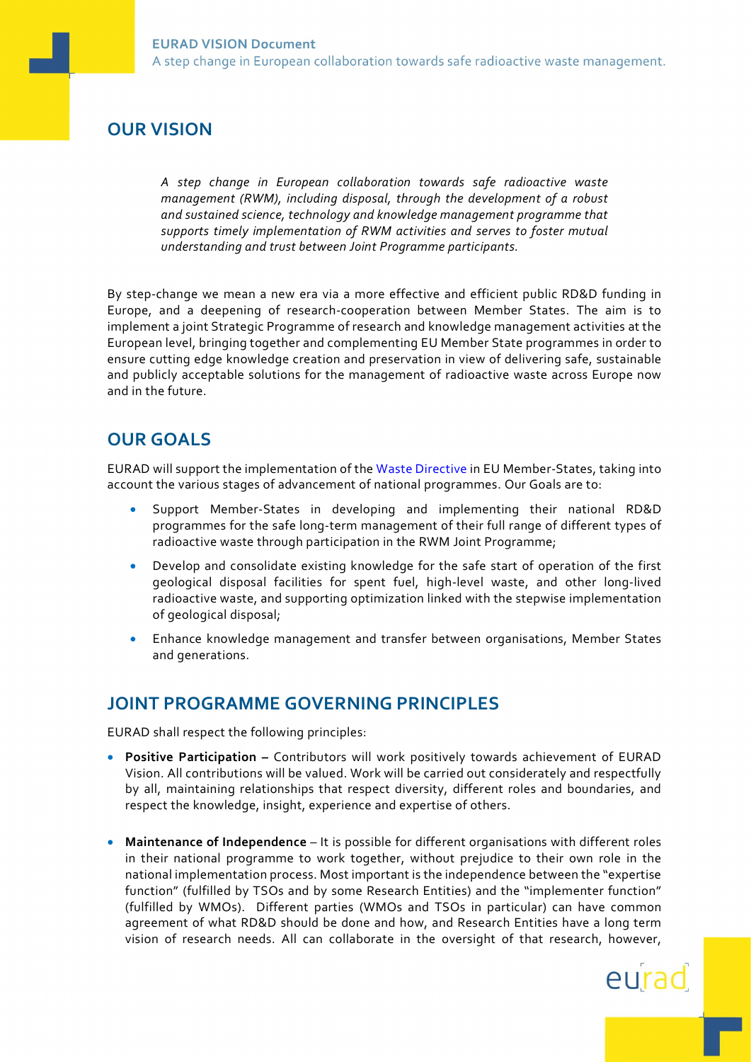## OUR VISION

*A step change in European collaboration towards safe radioactive waste management (RWM), including disposal, through the development of a robust and sustained science, technology and knowledge management programme that supports timely implementation of RWM activities and serves to foster mutual understanding and trust between Joint Programme participants.*

By step-change we mean a new era via a more effective and efficient public RD&D funding in Europe, and a deepening of research-cooperation between Member States. The aim is to implement a joint Strategic Programme of research and knowledge management activities at the European level, bringing together and complementing EU Member State programmes in order to ensure cutting edge knowledge creation and preservation in view of delivering safe, sustainable and publicly acceptable solutions for the management of radioactive waste across Europe now and in the future.

## OUR GOALS

EURAD will support the implementation of the Waste Directive in EU Member-States, taking into account the various stages of advancement of national programmes. Our Goals are to:

- Support Member-States in developing and implementing their national RD&D programmes for the safe long-term management of their full range of different types of radioactive waste through participation in the RWM Joint Programme;
- Develop and consolidate existing knowledge for the safe start of operation of the first geological disposal facilities for spent fuel, high-level waste, and other long-lived radioactive waste, and supporting optimization linked with the stepwise implementation of geological disposal;
- Enhance knowledge management and transfer between organisations, Member States and generations.

## JOINT PROGRAMME GOVERNING PRINCIPLES

EURAD shall respect the following principles:

- **Positive Participation –** Contributors will work positively towards achievement of EURAD Vision. All contributions will be valued. Work will be carried out considerately and respectfully by all, maintaining relationships that respect diversity, different roles and boundaries, and respect the knowledge, insight, experience and expertise of others.
- **Maintenance of Independence** – It is possible for different organisations with different roles in their national programme to work together, without prejudice to their own role in the national implementation process. Most important is the independence between the "expertise function" (fulfilled by TSOs and by some Research Entities) and the "implementer function" (fulfilled by WMOs). Different parties (WMOs and TSOs in particular) can have common agreement of what RD&D should be done and how, and Research Entities have a long term vision of research needs. All can collaborate in the oversight of that research, however,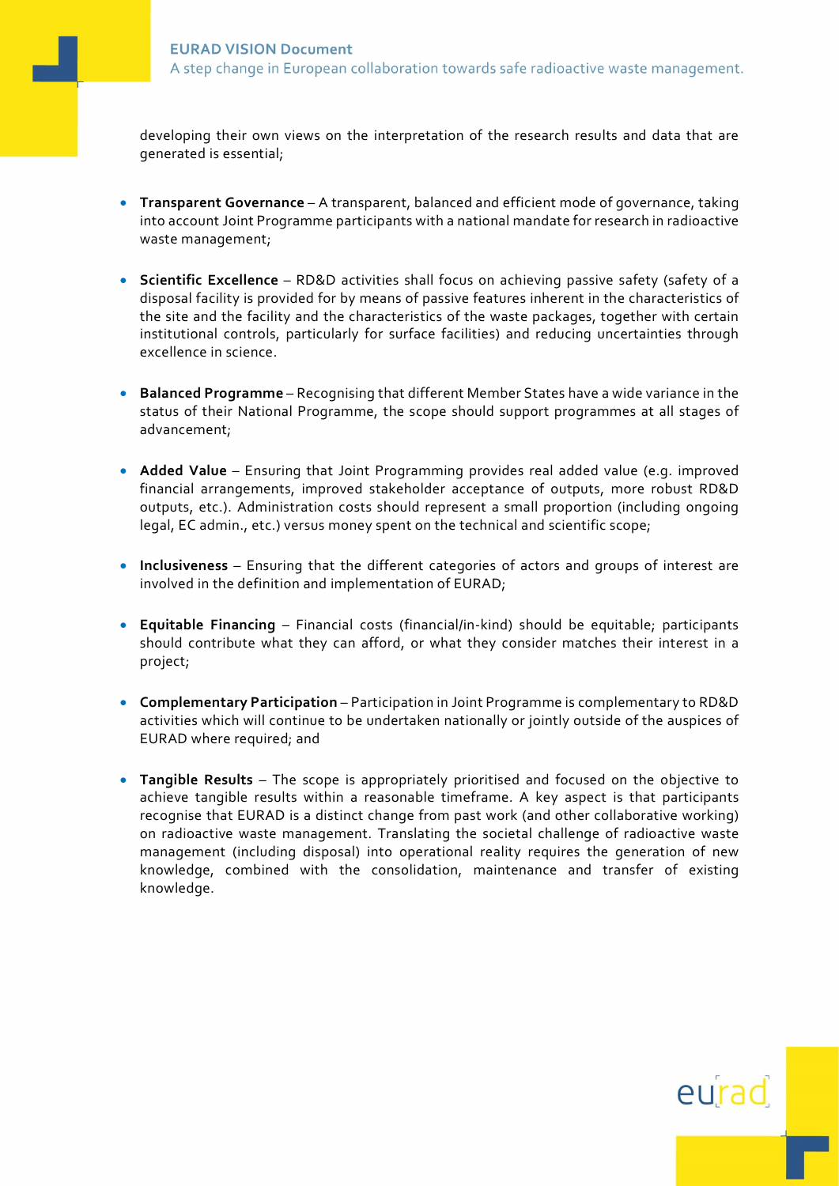developing their own views on the interpretation of the research results and data that are generated is essential;

- **Transparent Governance** – A transparent, balanced and efficient mode of governance, taking into account Joint Programme participants with a national mandate for research in radioactive waste management;

- **Scientific Excellence** – RD&D activities shall focus on achieving passive safety (safety of a disposal facility is provided for by means of passive features inherent in the characteristics of the site and the facility and the characteristics of the waste packages, together with certain institutional controls, particularly for surface facilities) and reducing uncertainties through excellence in science.

- **Balanced Programme** – Recognising that different Member States have a wide variance in the status of their National Programme, the scope should support programmes at all stages of advancement;

- **Added Value** – Ensuring that Joint Programming provides real added value (e.g. improved financial arrangements, improved stakeholder acceptance of outputs, more robust RD&D outputs, etc.). Administration costs should represent a small proportion (including ongoing legal, EC admin., etc.) versus money spent on the technical and scientific scope;

- **Inclusiveness** – Ensuring that the different categories of actors and groups of interest are involved in the definition and implementation of EURAD;

- **Equitable Financing** – Financial costs (financial/in-kind) should be equitable; participants should contribute what they can afford, or what they consider matches their interest in a project;

- **Complementary Participation** – Participation in Joint Programme is complementary to RD&D activities which will continue to be undertaken nationally or jointly outside of the auspices of EURAD where required; and

- **Tangible Results** – The scope is appropriately prioritised and focused on the objective to achieve tangible results within a reasonable timeframe. A key aspect is that participants recognise that EURAD is a distinct change from past work (and other collaborative working) on radioactive waste management. Translating the societal challenge of radioactive waste management (including disposal) into operational reality requires the generation of new knowledge, combined with the consolidation, maintenance and transfer of existing knowledge.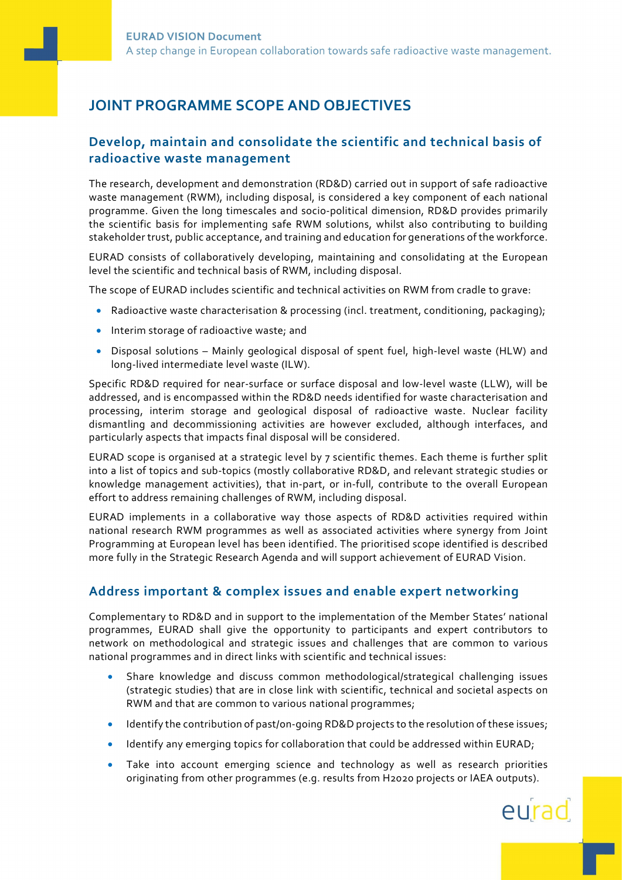# JOINT PROGRAMME SCOPE AND OBJECTIVES

## Develop, maintain and consolidate the scientific and technical basis of radioactive waste management

The research, development and demonstration (RD&D) carried out in support of safe radioactive waste management (RWM), including disposal, is considered a key component of each national programme. Given the long timescales and socio-political dimension, RD&D provides primarily the scientific basis for implementing safe RWM solutions, whilst also contributing to building stakeholder trust, public acceptance, and training and education for generations of the workforce.

EURAD consists of collaboratively developing, maintaining and consolidating at the European level the scientific and technical basis of RWM, including disposal.

The scope of EURAD includes scientific and technical activities on RWM from cradle to grave:

- Radioactive waste characterisation & processing (incl. treatment, conditioning, packaging);
- Interim storage of radioactive waste; and
- Disposal solutions – Mainly geological disposal of spent fuel, high-level waste (HLW) and long-lived intermediate level waste (ILW).

Specific RD&D required for near-surface or surface disposal and low-level waste (LLW), will be addressed, and is encompassed within the RD&D needs identified for waste characterisation and processing, interim storage and geological disposal of radioactive waste. Nuclear facility dismantling and decommissioning activities are however excluded, although interfaces, and particularly aspects that impacts final disposal will be considered.

EURAD scope is organised at a strategic level by 7 scientific themes. Each theme is further split into a list of topics and sub-topics (mostly collaborative RD&D, and relevant strategic studies or knowledge management activities), that in-part, or in-full, contribute to the overall European effort to address remaining challenges of RWM, including disposal.

EURAD implements in a collaborative way those aspects of RD&D activities required within national research RWM programmes as well as associated activities where synergy from Joint Programming at European level has been identified. The prioritised scope identified is described more fully in the Strategic Research Agenda and will support achievement of EURAD Vision.

## Address important & complex issues and enable expert networking

Complementary to RD&D and in support to the implementation of the Member States' national programmes, EURAD shall give the opportunity to participants and expert contributors to network on methodological and strategic issues and challenges that are common to various national programmes and in direct links with scientific and technical issues:

- Share knowledge and discuss common methodological/strategical challenging issues (strategic studies) that are in close link with scientific, technical and societal aspects on RWM and that are common to various national programmes;
- Identify the contribution of past/on-going RD&D projects to the resolution of these issues;
- Identify any emerging topics for collaboration that could be addressed within EURAD;
- Take into account emerging science and technology as well as research priorities originating from other programmes (e.g. results from H2020 projects or IAEA outputs).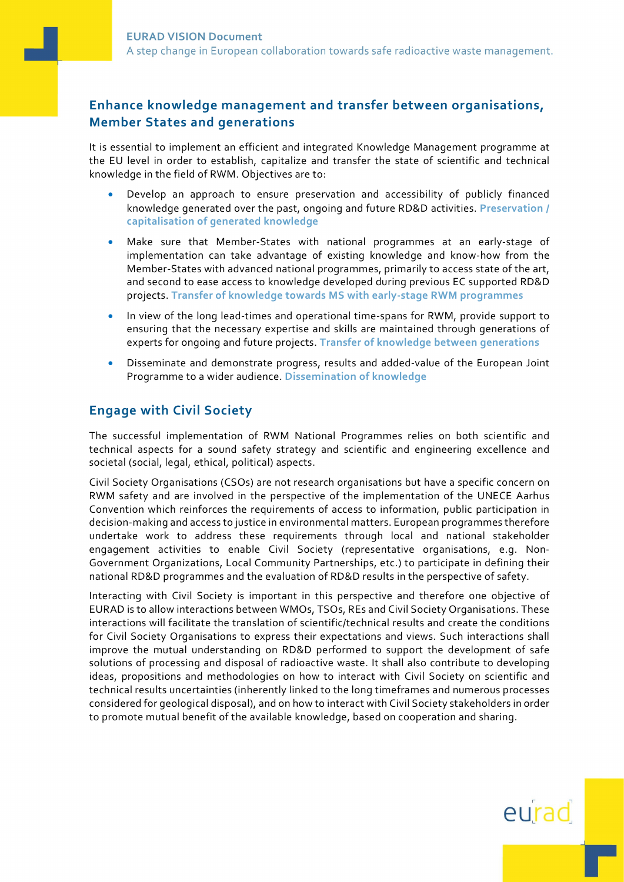## Enhance knowledge management and transfer between organisations, Member States and generations

It is essential to implement an efficient and integrated Knowledge Management programme at the EU level in order to establish, capitalize and transfer the state of scientific and technical knowledge in the field of RWM. Objectives are to:

- Develop an approach to ensure preservation and accessibility of publicly financed knowledge generated over the past, ongoing and future RD&D activities. **Preservation / capitalisation of generated knowledge**
- Make sure that Member-States with national programmes at an early-stage of implementation can take advantage of existing knowledge and know-how from the Member-States with advanced national programmes, primarily to access state of the art, and second to ease access to knowledge developed during previous EC supported RD&D projects. **Transfer of knowledge towards MS with early-stage RWM programmes**
- In view of the long lead-times and operational time-spans for RWM, provide support to ensuring that the necessary expertise and skills are maintained through generations of experts for ongoing and future projects. **Transfer of knowledge between generations**
- Disseminate and demonstrate progress, results and added-value of the European Joint Programme to a wider audience. **Dissemination of knowledge**

## Engage with Civil Society

The successful implementation of RWM National Programmes relies on both scientific and technical aspects for a sound safety strategy and scientific and engineering excellence and societal (social, legal, ethical, political) aspects.

Civil Society Organisations (CSOs) are not research organisations but have a specific concern on RWM safety and are involved in the perspective of the implementation of the UNECE Aarhus Convention which reinforces the requirements of access to information, public participation in decision-making and access to justice in environmental matters. European programmes therefore undertake work to address these requirements through local and national stakeholder engagement activities to enable Civil Society (representative organisations, e.g. Non-Government Organizations, Local Community Partnerships, etc.) to participate in defining their national RD&D programmes and the evaluation of RD&D results in the perspective of safety.

Interacting with Civil Society is important in this perspective and therefore one objective of EURAD is to allow interactions between WMOs, TSOs, REs and Civil Society Organisations. These interactions will facilitate the translation of scientific/technical results and create the conditions for Civil Society Organisations to express their expectations and views. Such interactions shall improve the mutual understanding on RD&D performed to support the development of safe solutions of processing and disposal of radioactive waste. It shall also contribute to developing ideas, propositions and methodologies on how to interact with Civil Society on scientific and technical results uncertainties (inherently linked to the long timeframes and numerous processes considered for geological disposal), and on how to interact with Civil Society stakeholders in order to promote mutual benefit of the available knowledge, based on cooperation and sharing.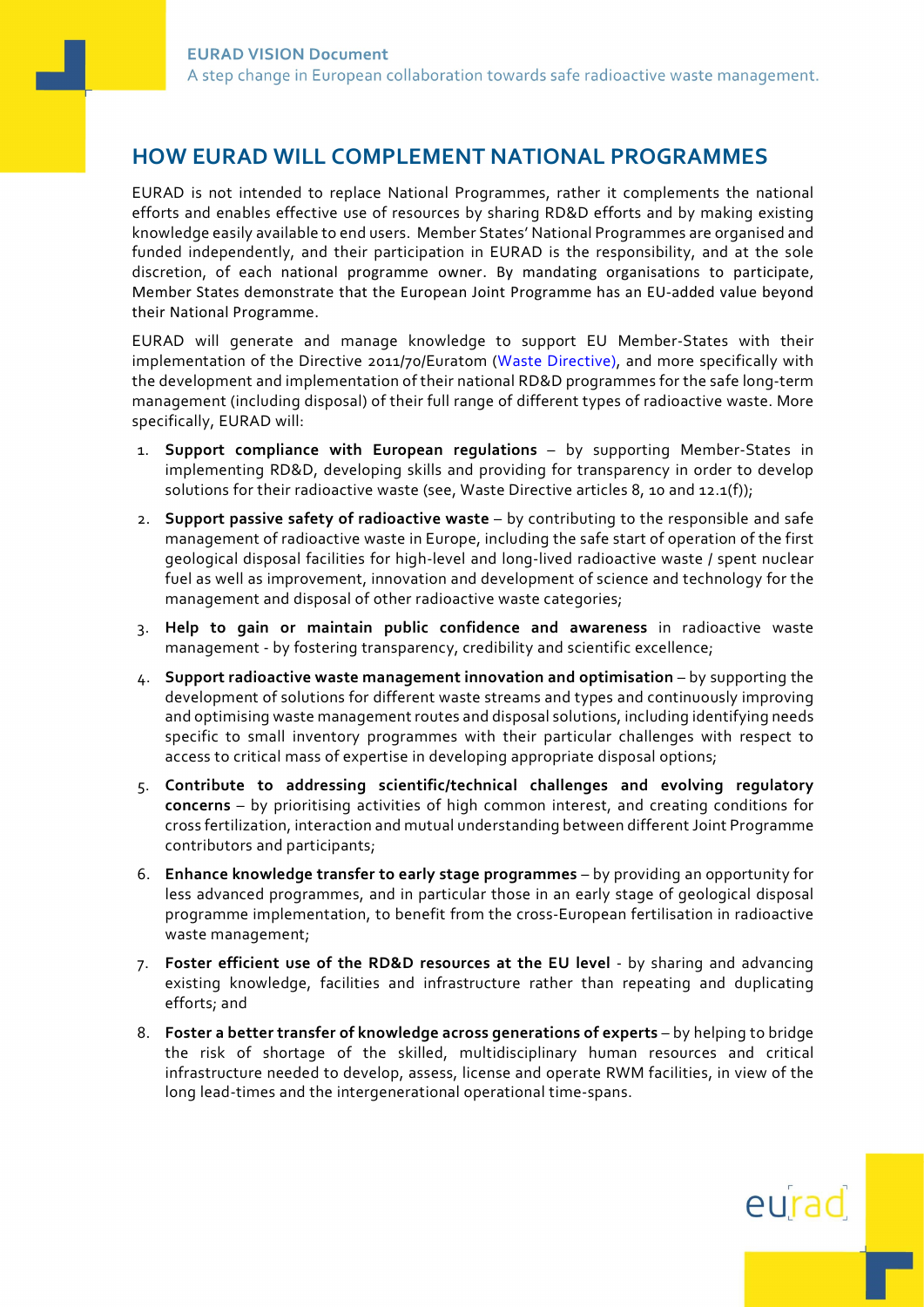## HOW EURAD WILL COMPLEMENT NATIONAL PROGRAMMES

EURAD is not intended to replace National Programmes, rather it complements the national efforts and enables effective use of resources by sharing RD&D efforts and by making existing knowledge easily available to end users. Member States' National Programmes are organised and funded independently, and their participation in EURAD is the responsibility, and at the sole discretion, of each national programme owner. By mandating organisations to participate, Member States demonstrate that the European Joint Programme has an EU-added value beyond their National Programme.

EURAD will generate and manage knowledge to support EU Member-States with their implementation of the Directive 2011/70/Euratom (Waste Directive), and more specifically with the development and implementation of their national RD&D programmes for the safe long-term management (including disposal) of their full range of different types of radioactive waste. More specifically, EURAD will:

1. **Support compliance with European regulations** – by supporting Member-States in implementing RD&D, developing skills and providing for transparency in order to develop solutions for their radioactive waste (see, Waste Directive articles 8, 10 and 12.1(f));
2. **Support passive safety of radioactive waste** – by contributing to the responsible and safe management of radioactive waste in Europe, including the safe start of operation of the first geological disposal facilities for high-level and long-lived radioactive waste / spent nuclear fuel as well as improvement, innovation and development of science and technology for the management and disposal of other radioactive waste categories;
3. **Help to gain or maintain public confidence and awareness** in radioactive waste management - by fostering transparency, credibility and scientific excellence;
4. **Support radioactive waste management innovation and optimisation** – by supporting the development of solutions for different waste streams and types and continuously improving and optimising waste management routes and disposal solutions, including identifying needs specific to small inventory programmes with their particular challenges with respect to access to critical mass of expertise in developing appropriate disposal options;
5. **Contribute to addressing scientific/technical challenges and evolving regulatory concerns** – by prioritising activities of high common interest, and creating conditions for cross fertilization, interaction and mutual understanding between different Joint Programme contributors and participants;
6. **Enhance knowledge transfer to early stage programmes** – by providing an opportunity for less advanced programmes, and in particular those in an early stage of geological disposal programme implementation, to benefit from the cross-European fertilisation in radioactive waste management;
7. **Foster efficient use of the RD&D resources at the EU level** - by sharing and advancing existing knowledge, facilities and infrastructure rather than repeating and duplicating efforts; and
8. **Foster a better transfer of knowledge across generations of experts** – by helping to bridge the risk of shortage of the skilled, multidisciplinary human resources and critical infrastructure needed to develop, assess, license and operate RWM facilities, in view of the long lead-times and the intergenerational operational time-spans.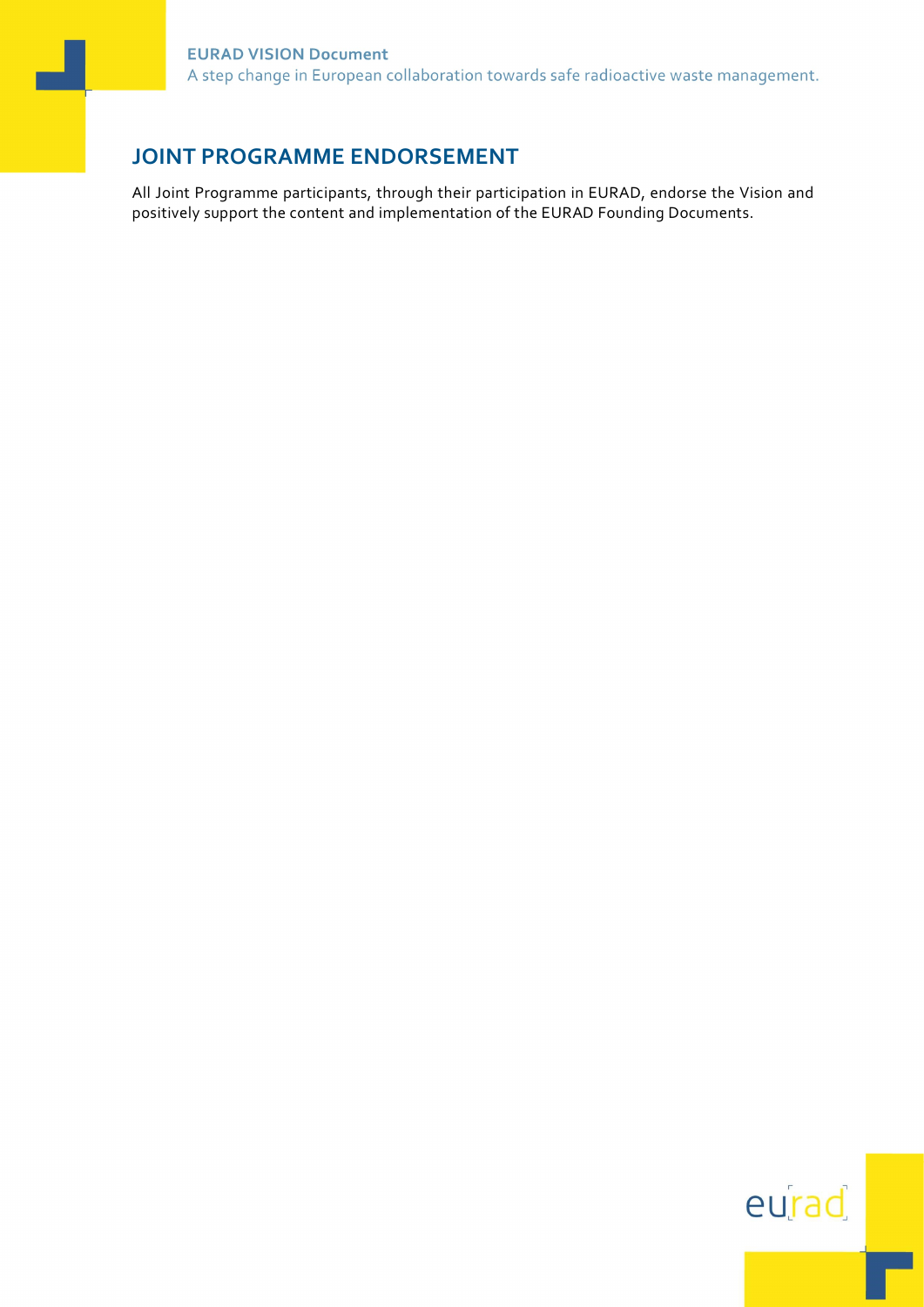## JOINT PROGRAMME ENDORSEMENT

All Joint Programme participants, through their participation in EURAD, endorse the Vision and positively support the content and implementation of the EURAD Founding Documents.